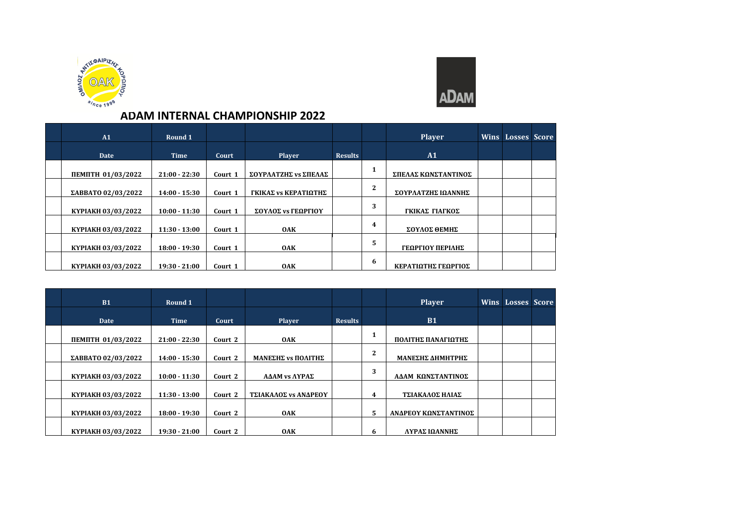# ADAM INTERNAL CHAMPIONSHIP 2022

| A1 | Round 1 | | | | | Player | Wins | Losses | Score |
|---|---|---|---|---|---|---|---|---|---|
| Date | Time | Court | Player | Results | | A1 | | | |
| ΠΕΜΠΤΗ 01/03/2022 | 21:00 - 22:30 | Court 1 | ΣΟΥΡΛΑΤΖΗΣ vs ΣΠΕΛΑΣ | | 1 | ΣΠΕΛΑΣ ΚΩΝΣΤΑΝΤΙΝΟΣ | | | |
| ΣΑΒΒΑΤΟ 02/03/2022 | 14:00 - 15:30 | Court 1 | ΓΚΙΚΑΣ vs ΚΕΡΑΤΙΩΤΗΣ | | 2 | ΣΟΥΡΛΑΤΖΗΣ ΙΩΑΝΝΗΣ | | | |
| ΚΥΡΙΑΚΗ 03/03/2022 | 10:00 - 11:30 | Court 1 | ΣΟΥΛΟΣ vs ΓΕΩΡΓΙΟΥ | | 3 | ΓΚΙΚΑΣ ΓΙΑΓΚΟΣ | | | |
| ΚΥΡΙΑΚΗ 03/03/2022 | 11:30 - 13:00 | Court 1 | OAK | | 4 | ΣΟΥΛΟΣ ΘΕΜΗΣ | | | |
| ΚΥΡΙΑΚΗ 03/03/2022 | 18:00 - 19:30 | Court 1 | OAK | | 5 | ΓΕΩΡΓΙΟΥ ΠΕΡΙΛΗΣ | | | |
| ΚΥΡΙΑΚΗ 03/03/2022 | 19:30 - 21:00 | Court 1 | OAK | | 6 | ΚΕΡΑΤΙΩΤΗΣ ΓΕΩΡΓΙΟΣ | | | |

| B1 | Round 1 | | | | | Player | Wins | Losses | Score |
|---|---|---|---|---|---|---|---|---|---|
| Date | Time | Court | Player | Results | | B1 | | | |
| ΠΕΜΠΤΗ 01/03/2022 | 21:00 - 22:30 | Court 2 | OAK | | 1 | ΠΟΛΙΤΗΣ ΠΑΝΑΓΙΩΤΗΣ | | | |
| ΣΑΒΒΑΤΟ 02/03/2022 | 14:00 - 15:30 | Court 2 | ΜΑΝΕΣΗΣ vs ΠΟΛΙΤΗΣ | | 2 | ΜΑΝΕΣΗΣ ΔΗΜΗΤΡΗΣ | | | |
| ΚΥΡΙΑΚΗ 03/03/2022 | 10:00 - 11:30 | Court 2 | ΑΔΑΜ vs ΛΥΡΑΣ | | 3 | ΑΔΑΜ ΚΩΝΣΤΑΝΤΙΝΟΣ | | | |
| ΚΥΡΙΑΚΗ 03/03/2022 | 11:30 - 13:00 | Court 2 | ΤΣΙΑΚΑΛΟΣ vs ΑΝΔΡΕΟΥ | | 4 | ΤΣΙΑΚΑΛΟΣ ΗΛΙΑΣ | | | |
| ΚΥΡΙΑΚΗ 03/03/2022 | 18:00 - 19:30 | Court 2 | OAK | | 5 | ΑΝΔΡΕΟΥ ΚΩΝΣΤΑΝΤΙΝΟΣ | | | |
| ΚΥΡΙΑΚΗ 03/03/2022 | 19:30 - 21:00 | Court 2 | OAK | | 6 | ΛΥΡΑΣ ΙΩΑΝΝΗΣ | | | |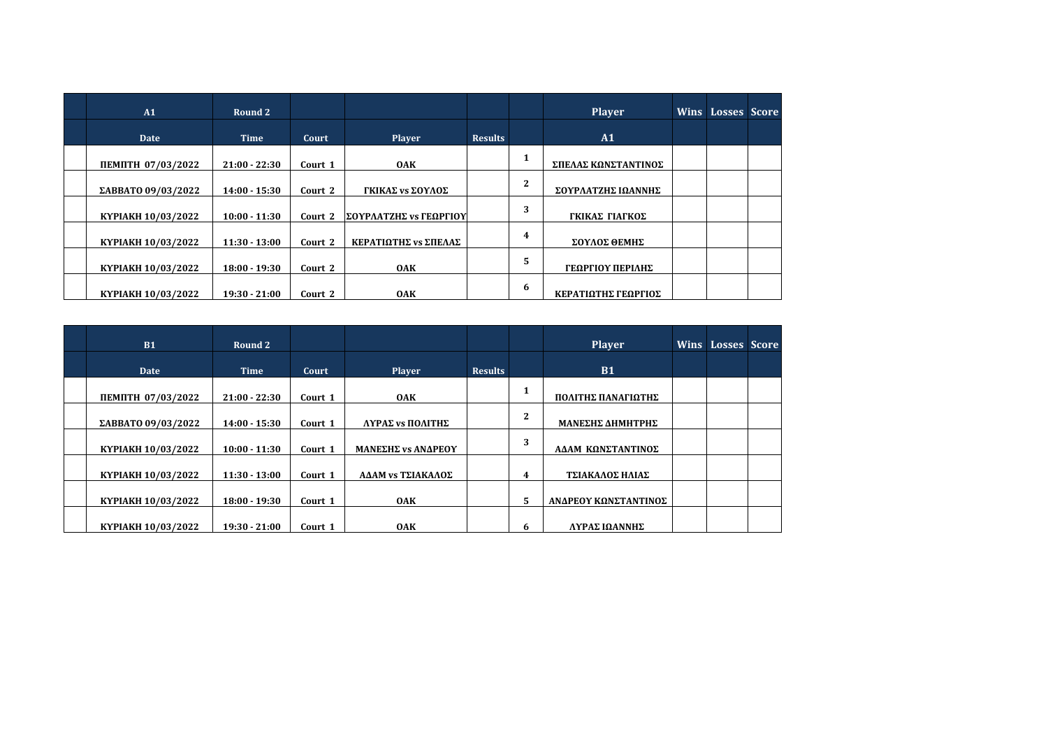| | A1 | Round 2 | | | | | Player | Wins | Losses | Score |
|---|---|---|---|---|---|---|---|---|---|---|
| | Date | Time | Court | Player | Results | | A1 | | | |
| | ΠΕΜΠΤΗ 07/03/2022 | 21:00 - 22:30 | Court 1 | ΟΑΚ | | 1 | ΣΠΕΛΑΣ ΚΩΝΣΤΑΝΤΙΝΟΣ | | | |
| | ΣΑΒΒΑΤΟ 09/03/2022 | 14:00 - 15:30 | Court 2 | ΓΚΙΚΑΣ vs ΣΟΥΛΟΣ | | 2 | ΣΟΥΡΛΑΤΖΗΣ ΙΩΑΝΝΗΣ | | | |
| | ΚΥΡΙΑΚΗ 10/03/2022 | 10:00 - 11:30 | Court 2 | ΣΟΥΡΛΑΤΖΗΣ vs ΓΕΩΡΓΙΟΥ | | 3 | ΓΚΙΚΑΣ ΓΙΑΓΚΟΣ | | | |
| | ΚΥΡΙΑΚΗ 10/03/2022 | 11:30 - 13:00 | Court 2 | ΚΕΡΑΤΙΩΤΗΣ vs ΣΠΕΛΑΣ | | 4 | ΣΟΥΛΟΣ ΘΕΜΗΣ | | | |
| | ΚΥΡΙΑΚΗ 10/03/2022 | 18:00 - 19:30 | Court 2 | ΟΑΚ | | 5 | ΓΕΩΡΓΙΟΥ ΠΕΡΙΛΗΣ | | | |
| | ΚΥΡΙΑΚΗ 10/03/2022 | 19:30 - 21:00 | Court 2 | ΟΑΚ | | 6 | ΚΕΡΑΤΙΩΤΗΣ ΓΕΩΡΓΙΟΣ | | | |

| | B1 | Round 2 | | | | | Player | Wins | Losses | Score |
|---|---|---|---|---|---|---|---|---|---|---|
| | Date | Time | Court | Player | Results | | B1 | | | |
| | ΠΕΜΠΤΗ 07/03/2022 | 21:00 - 22:30 | Court 1 | ΟΑΚ | | 1 | ΠΟΛΙΤΗΣ ΠΑΝΑΓΙΩΤΗΣ | | | |
| | ΣΑΒΒΑΤΟ 09/03/2022 | 14:00 - 15:30 | Court 1 | ΛΥΡΑΣ vs ΠΟΛΙΤΗΣ | | 2 | ΜΑΝΕΣΗΣ ΔΗΜΗΤΡΗΣ | | | |
| | ΚΥΡΙΑΚΗ 10/03/2022 | 10:00 - 11:30 | Court 1 | ΜΑΝΕΣΗΣ vs ΑΝΔΡΕΟΥ | | 3 | ΑΔΑΜ ΚΩΝΣΤΑΝΤΙΝΟΣ | | | |
| | ΚΥΡΙΑΚΗ 10/03/2022 | 11:30 - 13:00 | Court 1 | ΑΔΑΜ vs ΤΣΙΑΚΑΛΟΣ | | 4 | ΤΣΙΑΚΑΛΟΣ ΗΛΙΑΣ | | | |
| | ΚΥΡΙΑΚΗ 10/03/2022 | 18:00 - 19:30 | Court 1 | ΟΑΚ | | 5 | ΑΝΔΡΕΟΥ ΚΩΝΣΤΑΝΤΙΝΟΣ | | | |
| | ΚΥΡΙΑΚΗ 10/03/2022 | 19:30 - 21:00 | Court 1 | ΟΑΚ | | 6 | ΛΥΡΑΣ ΙΩΑΝΝΗΣ | | | |